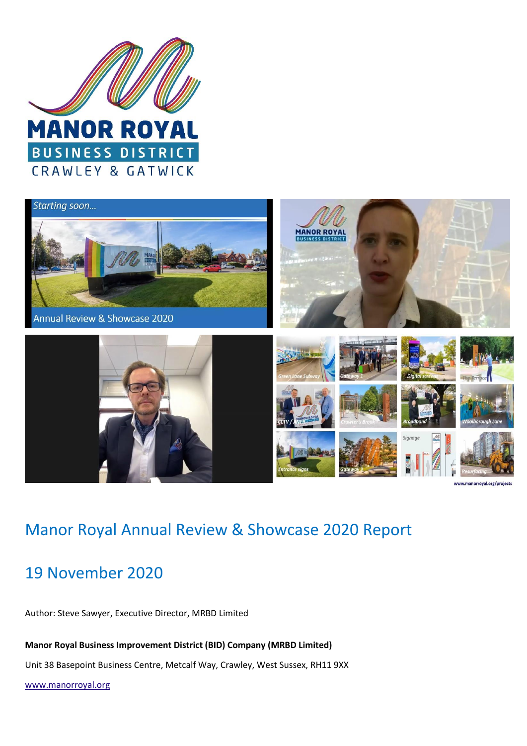# Manor Royal Annual Review & Showcase 2020 Report

## 19 November 2020

Author: Steve Sawyer, Executive Director, MRBD Limited

**Manor Royal Business Improvement District (BID) Company (MRBD Limited)**

Unit 38 Basepoint Business Centre, Metcalf Way, Crawley, West Sussex, RH11 9XX

www.manorroyal.org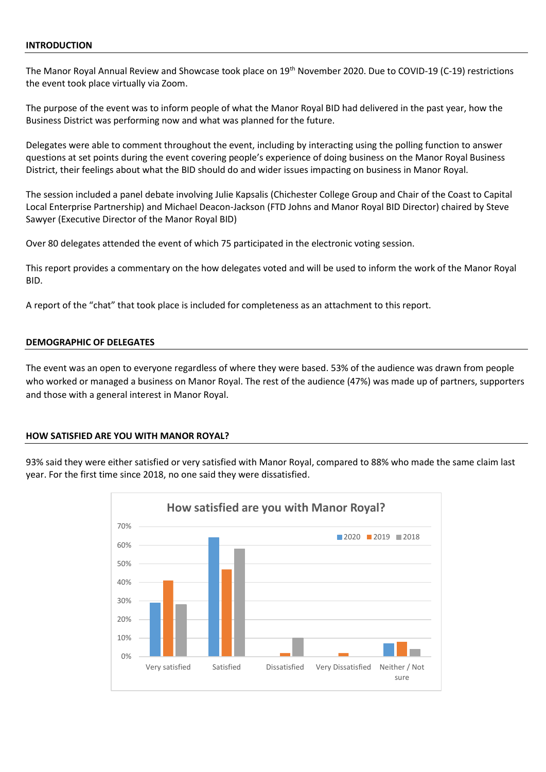## INTRODUCTION

The Manor Royal Annual Review and Showcase took place on 19th November 2020. Due to COVID-19 (C-19) restrictions the event took place virtually via Zoom.

The purpose of the event was to inform people of what the Manor Royal BID had delivered in the past year, how the Business District was performing now and what was planned for the future.

Delegates were able to comment throughout the event, including by interacting using the polling function to answer questions at set points during the event covering people's experience of doing business on the Manor Royal Business District, their feelings about what the BID should do and wider issues impacting on business in Manor Royal.

The session included a panel debate involving Julie Kapsalis (Chichester College Group and Chair of the Coast to Capital Local Enterprise Partnership) and Michael Deacon-Jackson (FTD Johns and Manor Royal BID Director) chaired by Steve Sawyer (Executive Director of the Manor Royal BID)

Over 80 delegates attended the event of which 75 participated in the electronic voting session.

This report provides a commentary on the how delegates voted and will be used to inform the work of the Manor Royal BID.

A report of the "chat" that took place is included for completeness as an attachment to this report.

## DEMOGRAPHIC OF DELEGATES

The event was an open to everyone regardless of where they were based. 53% of the audience was drawn from people who worked or managed a business on Manor Royal. The rest of the audience (47%) was made up of partners, supporters and those with a general interest in Manor Royal.

## HOW SATISFIED ARE YOU WITH MANOR ROYAL?

93% said they were either satisfied or very satisfied with Manor Royal, compared to 88% who made the same claim last year. For the first time since 2018, no one said they were dissatisfied.

**How satisfied are you with Manor Royal?**

| | 2020 | 2019 | 2018 |
|---|---|---|---|
| Very satisfied | 29% | 41% | 28% |
| Satisfied | 64% | 47% | 58% |
| Dissatisfied | 0% | 2% | 10% |
| Very Dissatisfied | 0% | 2% | 0% |
| Neither / Not sure | 7% | 8% | 4% |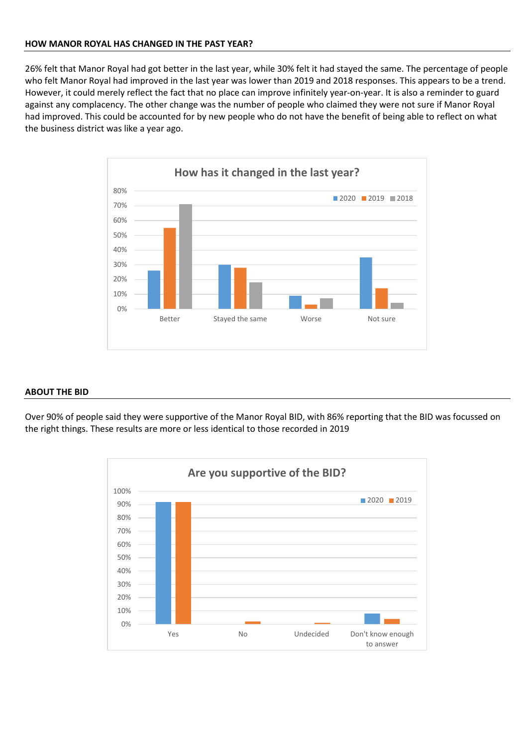## HOW MANOR ROYAL HAS CHANGED IN THE PAST YEAR?

26% felt that Manor Royal had got better in the last year, while 30% felt it had stayed the same. The percentage of people who felt Manor Royal had improved in the last year was lower than 2019 and 2018 responses. This appears to be a trend. However, it could merely reflect the fact that no place can improve infinitely year-on-year. It is also a reminder to guard against any complacency. The other change was the number of people who claimed they were not sure if Manor Royal had improved. This could be accounted for by new people who do not have the benefit of being able to reflect on what the business district was like a year ago.

**How has it changed in the last year?**

| | 2020 | 2019 | 2018 |
|---|---|---|---|
| Better | 26% | 55% | 71% |
| Stayed the same | 30% | 28% | 18% |
| Worse | 9% | 3% | 7% |
| Not sure | 35% | 14% | 4% |

## ABOUT THE BID

Over 90% of people said they were supportive of the Manor Royal BID, with 86% reporting that the BID was focussed on the right things. These results are more or less identical to those recorded in 2019

**Are you supportive of the BID?**

| | 2020 | 2019 |
|---|---|---|
| Yes | 92% | 92% |
| No | 0% | 2% |
| Undecided | 0% | 1% |
| Don't know enough to answer | 8% | 4% |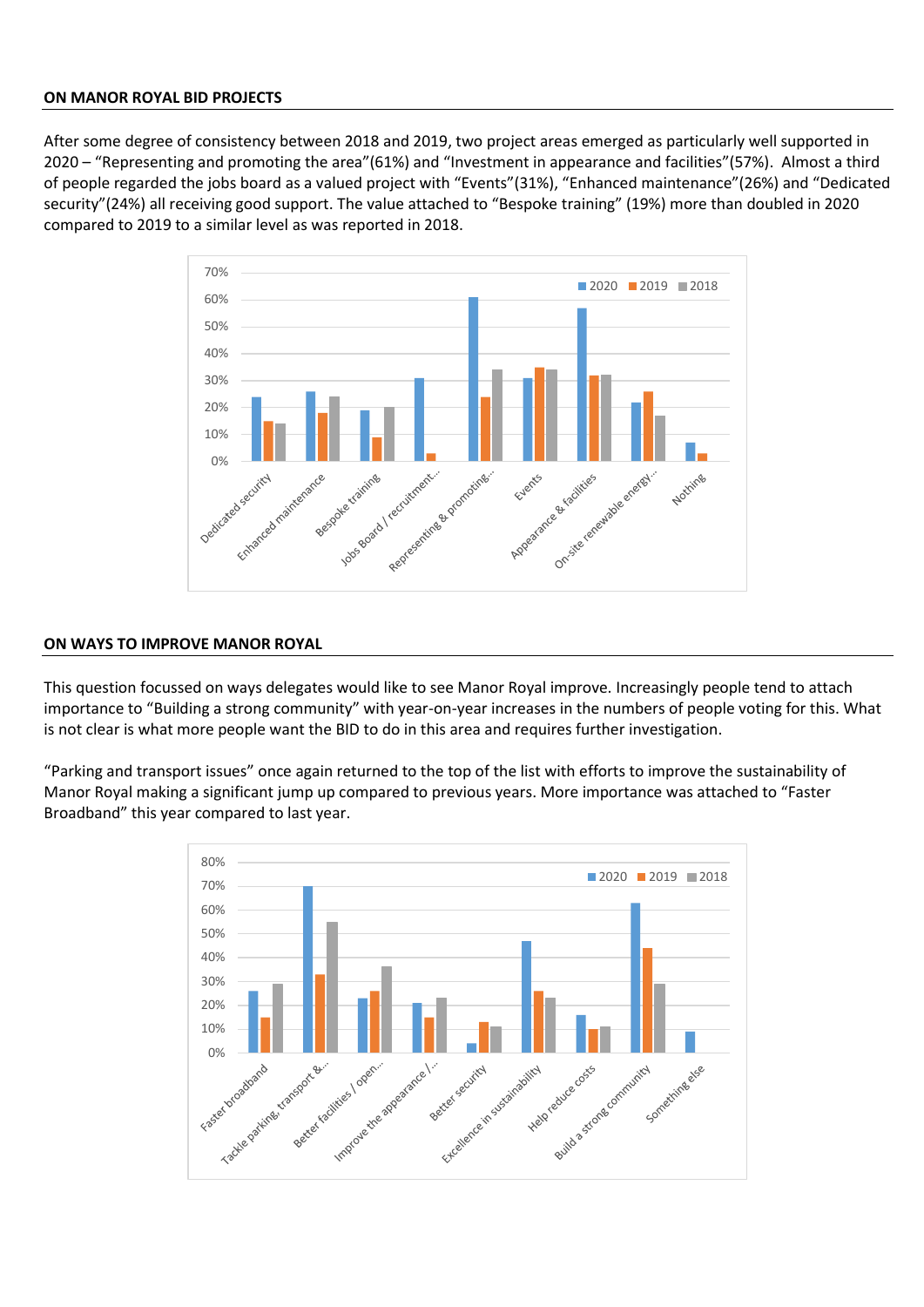## ON MANOR ROYAL BID PROJECTS

After some degree of consistency between 2018 and 2019, two project areas emerged as particularly well supported in 2020 – "Representing and promoting the area"(61%) and "Investment in appearance and facilities"(57%). Almost a third of people regarded the jobs board as a valued project with "Events"(31%), "Enhanced maintenance"(26%) and "Dedicated security"(24%) all receiving good support. The value attached to "Bespoke training" (19%) more than doubled in 2020 compared to 2019 to a similar level as was reported in 2018.

## ON WAYS TO IMPROVE MANOR ROYAL

This question focussed on ways delegates would like to see Manor Royal improve. Increasingly people tend to attach importance to "Building a strong community" with year-on-year increases in the numbers of people voting for this. What is not clear is what more people want the BID to do in this area and requires further investigation.

"Parking and transport issues" once again returned to the top of the list with efforts to improve the sustainability of Manor Royal making a significant jump up compared to previous years. More importance was attached to "Faster Broadband" this year compared to last year.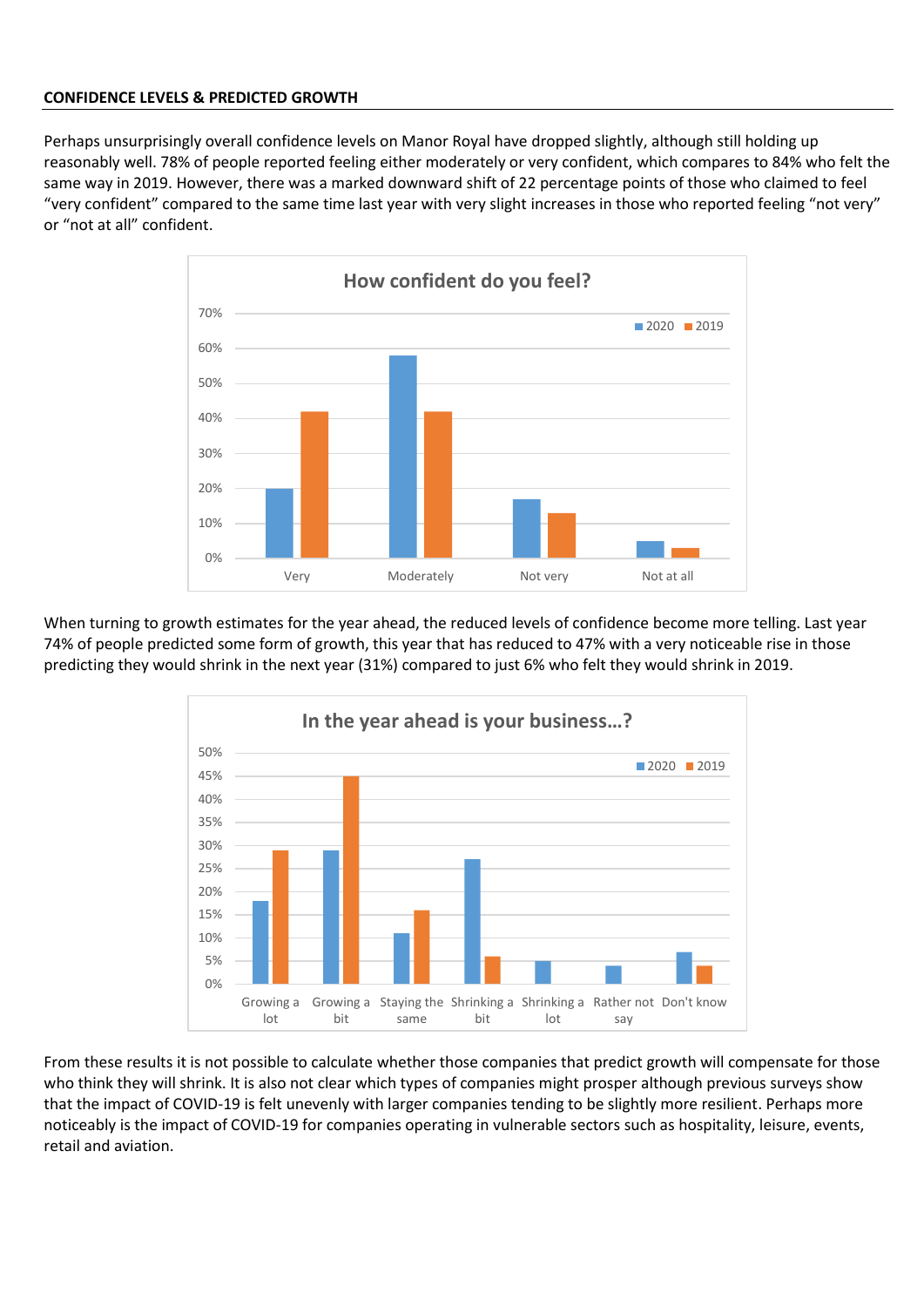## CONFIDENCE LEVELS & PREDICTED GROWTH

Perhaps unsurprisingly overall confidence levels on Manor Royal have dropped slightly, although still holding up reasonably well. 78% of people reported feeling either moderately or very confident, which compares to 84% who felt the same way in 2019. However, there was a marked downward shift of 22 percentage points of those who claimed to feel "very confident" compared to the same time last year with very slight increases in those who reported feeling "not very" or "not at all" confident.

When turning to growth estimates for the year ahead, the reduced levels of confidence become more telling. Last year 74% of people predicted some form of growth, this year that has reduced to 47% with a very noticeable rise in those predicting they would shrink in the next year (31%) compared to just 6% who felt they would shrink in 2019.

From these results it is not possible to calculate whether those companies that predict growth will compensate for those who think they will shrink. It is also not clear which types of companies might prosper although previous surveys show that the impact of COVID-19 is felt unevenly with larger companies tending to be slightly more resilient. Perhaps more noticeably is the impact of COVID-19 for companies operating in vulnerable sectors such as hospitality, leisure, events, retail and aviation.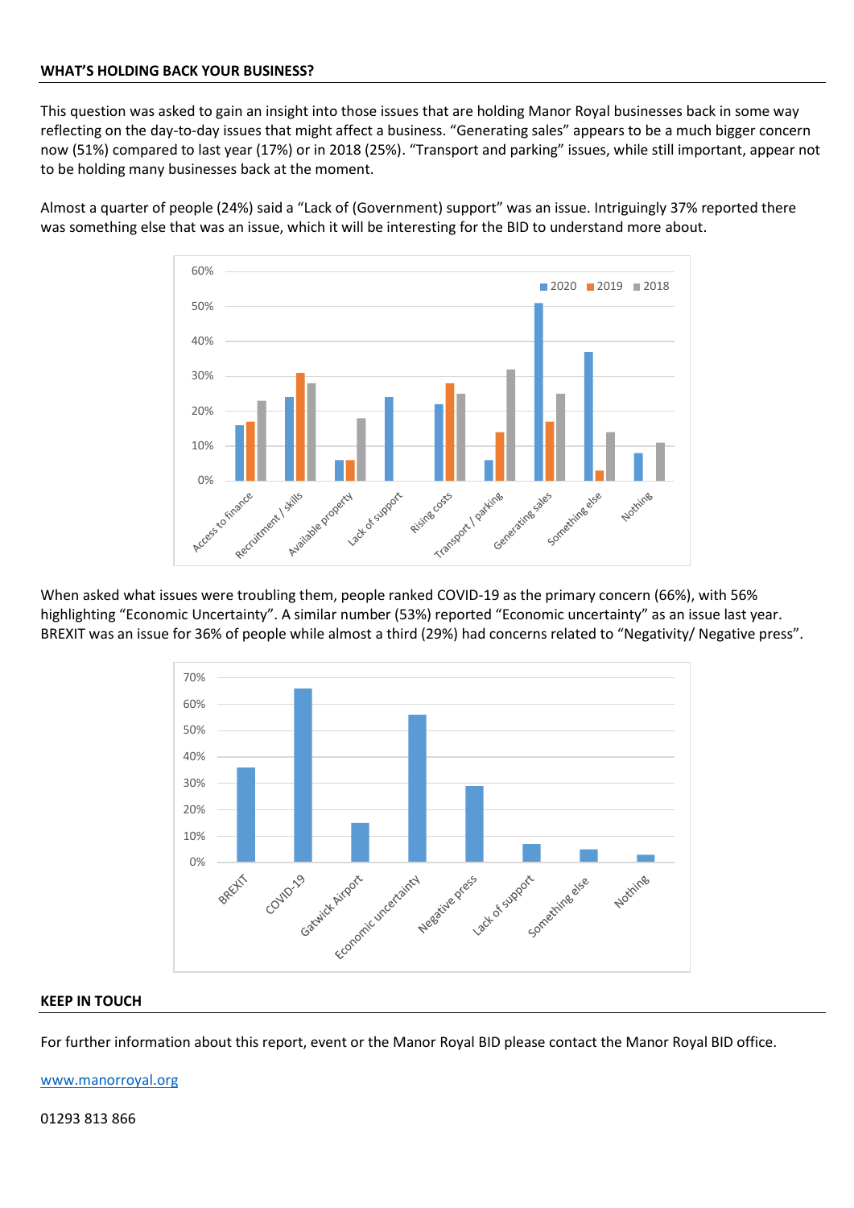## WHAT'S HOLDING BACK YOUR BUSINESS?

This question was asked to gain an insight into those issues that are holding Manor Royal businesses back in some way reflecting on the day-to-day issues that might affect a business. "Generating sales" appears to be a much bigger concern now (51%) compared to last year (17%) or in 2018 (25%). "Transport and parking" issues, while still important, appear not to be holding many businesses back at the moment.

Almost a quarter of people (24%) said a "Lack of (Government) support" was an issue. Intriguingly 37% reported there was something else that was an issue, which it will be interesting for the BID to understand more about.

When asked what issues were troubling them, people ranked COVID-19 as the primary concern (66%), with 56% highlighting "Economic Uncertainty". A similar number (53%) reported "Economic uncertainty" as an issue last year. BREXIT was an issue for 36% of people while almost a third (29%) had concerns related to "Negativity/ Negative press".

## KEEP IN TOUCH

For further information about this report, event or the Manor Royal BID please contact the Manor Royal BID office.

[www.manorroyal.org](http://www.manorroyal.org)

01293 813 866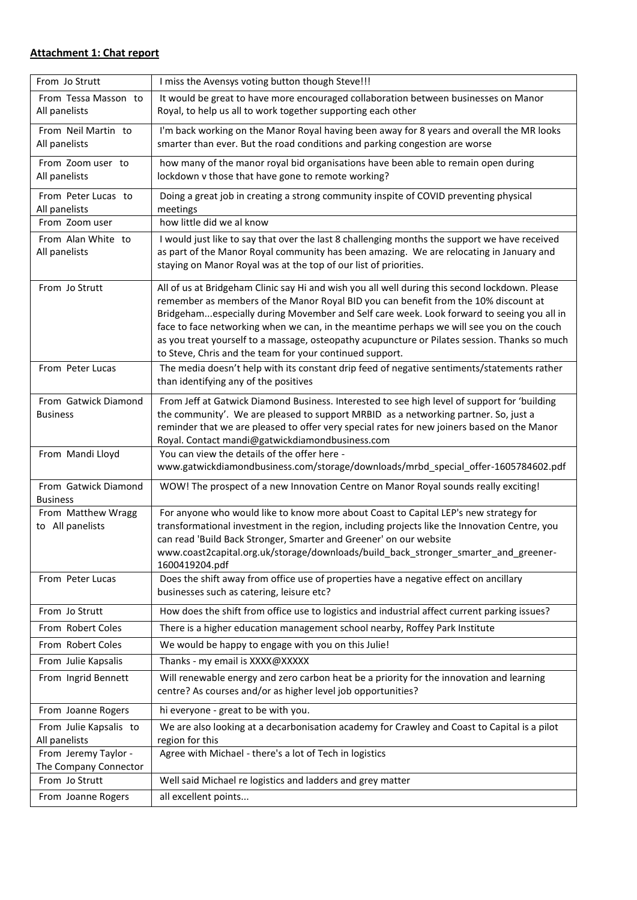**Attachment 1: Chat report**

| | |
|---|---|
| From Jo Strutt | I miss the Avensys voting button though Steve!!! |
| From Tessa Masson to All panelists | It would be great to have more encouraged collaboration between businesses on Manor Royal, to help us all to work together supporting each other |
| From Neil Martin to All panelists | I'm back working on the Manor Royal having been away for 8 years and overall the MR looks smarter than ever. But the road conditions and parking congestion are worse |
| From Zoom user to All panelists | how many of the manor royal bid organisations have been able to remain open during lockdown v those that have gone to remote working? |
| From Peter Lucas to All panelists | Doing a great job in creating a strong community inspite of COVID preventing physical meetings |
| From Zoom user | how little did we al know |
| From Alan White to All panelists | I would just like to say that over the last 8 challenging months the support we have received as part of the Manor Royal community has been amazing. We are relocating in January and staying on Manor Royal was at the top of our list of priorities. |
| From Jo Strutt | All of us at Bridgeham Clinic say Hi and wish you all well during this second lockdown. Please remember as members of the Manor Royal BID you can benefit from the 10% discount at Bridgeham...especially during Movember and Self care week. Look forward to seeing you all in face to face networking when we can, in the meantime perhaps we will see you on the couch as you treat yourself to a massage, osteopathy acupuncture or Pilates session. Thanks so much to Steve, Chris and the team for your continued support. |
| From Peter Lucas | The media doesn't help with its constant drip feed of negative sentiments/statements rather than identifying any of the positives |
| From Gatwick Diamond Business | From Jeff at Gatwick Diamond Business. Interested to see high level of support for 'building the community'. We are pleased to support MRBID as a networking partner. So, just a reminder that we are pleased to offer very special rates for new joiners based on the Manor Royal. Contact mandi@gatwickdiamondbusiness.com |
| From Mandi Lloyd | You can view the details of the offer here - www.gatwickdiamondbusiness.com/storage/downloads/mrbd_special_offer-1605784602.pdf |
| From Gatwick Diamond Business | WOW! The prospect of a new Innovation Centre on Manor Royal sounds really exciting! |
| From Matthew Wragg to All panelists | For anyone who would like to know more about Coast to Capital LEP's new strategy for transformational investment in the region, including projects like the Innovation Centre, you can read 'Build Back Stronger, Smarter and Greener' on our website www.coast2capital.org.uk/storage/downloads/build_back_stronger_smarter_and_greener-1600419204.pdf |
| From Peter Lucas | Does the shift away from office use of properties have a negative effect on ancillary businesses such as catering, leisure etc? |
| From Jo Strutt | How does the shift from office use to logistics and industrial affect current parking issues? |
| From Robert Coles | There is a higher education management school nearby, Roffey Park Institute |
| From Robert Coles | We would be happy to engage with you on this Julie! |
| From Julie Kapsalis | Thanks - my email is XXXX@XXXXX |
| From Ingrid Bennett | Will renewable energy and zero carbon heat be a priority for the innovation and learning centre? As courses and/or as higher level job opportunities? |
| From Joanne Rogers | hi everyone - great to be with you. |
| From Julie Kapsalis to All panelists | We are also looking at a decarbonisation academy for Crawley and Coast to Capital is a pilot region for this |
| From Jeremy Taylor - The Company Connector | Agree with Michael - there's a lot of Tech in logistics |
| From Jo Strutt | Well said Michael re logistics and ladders and grey matter |
| From Joanne Rogers | all excellent points... |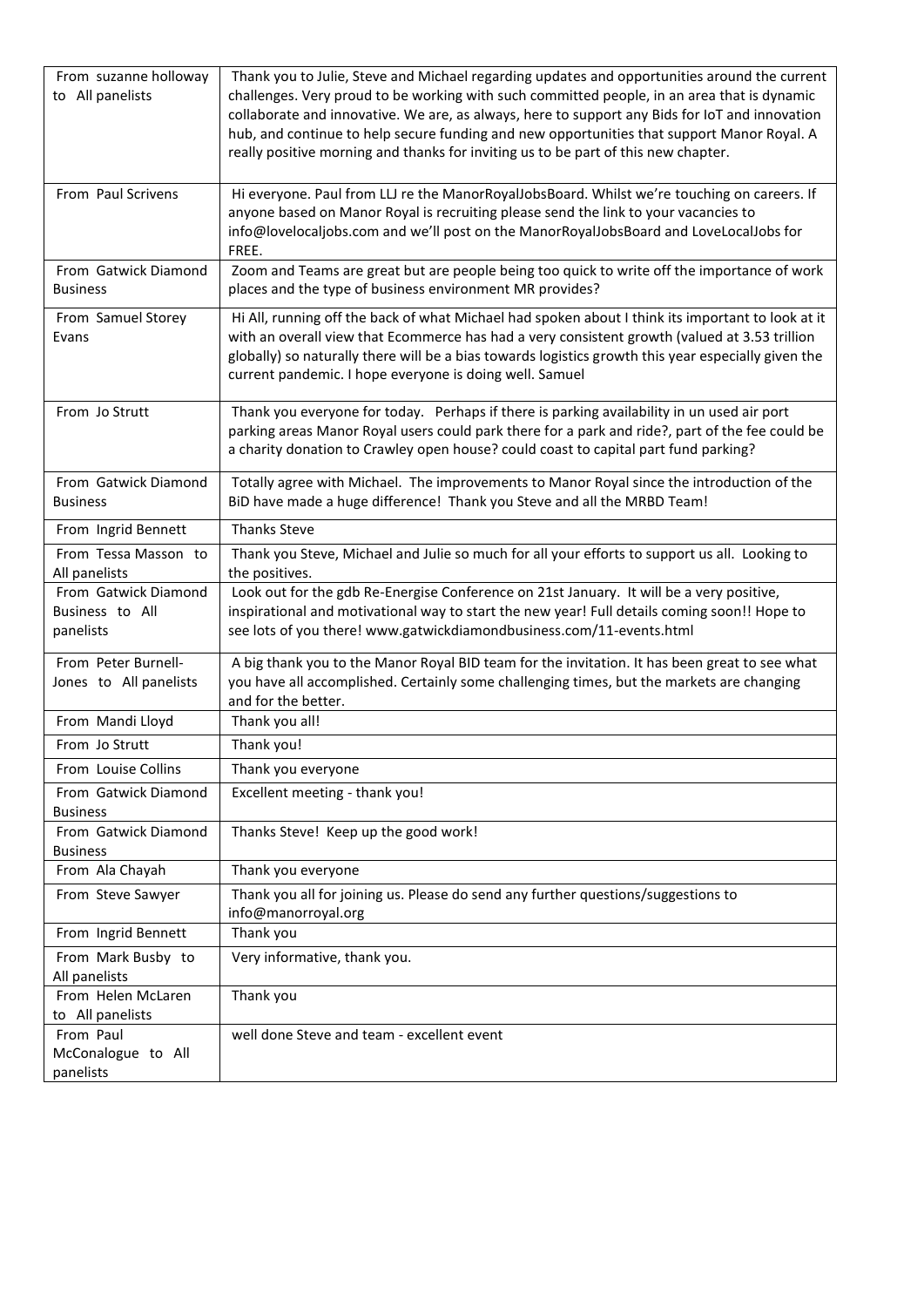| | |
|---|---|
| From suzanne holloway to All panelists | Thank you to Julie, Steve and Michael regarding updates and opportunities around the current challenges. Very proud to be working with such committed people, in an area that is dynamic collaborate and innovative. We are, as always, here to support any Bids for IoT and innovation hub, and continue to help secure funding and new opportunities that support Manor Royal. A really positive morning and thanks for inviting us to be part of this new chapter. |
| From Paul Scrivens | Hi everyone. Paul from LLJ re the ManorRoyalJobsBoard. Whilst we're touching on careers. If anyone based on Manor Royal is recruiting please send the link to your vacancies to info@lovelocaljobs.com and we'll post on the ManorRoyalJobsBoard and LoveLocalJobs for FREE. |
| From Gatwick Diamond Business | Zoom and Teams are great but are people being too quick to write off the importance of work places and the type of business environment MR provides? |
| From Samuel Storey Evans | Hi All, running off the back of what Michael had spoken about I think its important to look at it with an overall view that Ecommerce has had a very consistent growth (valued at 3.53 trillion globally) so naturally there will be a bias towards logistics growth this year especially given the current pandemic. I hope everyone is doing well. Samuel |
| From Jo Strutt | Thank you everyone for today. Perhaps if there is parking availability in un used air port parking areas Manor Royal users could park there for a park and ride?, part of the fee could be a charity donation to Crawley open house? could coast to capital part fund parking? |
| From Gatwick Diamond Business | Totally agree with Michael. The improvements to Manor Royal since the introduction of the BiD have made a huge difference! Thank you Steve and all the MRBD Team! |
| From Ingrid Bennett | Thanks Steve |
| From Tessa Masson to All panelists | Thank you Steve, Michael and Julie so much for all your efforts to support us all. Looking to the positives. |
| From Gatwick Diamond Business to All panelists | Look out for the gdb Re-Energise Conference on 21st January. It will be a very positive, inspirational and motivational way to start the new year! Full details coming soon!! Hope to see lots of you there! www.gatwickdiamondbusiness.com/11-events.html |
| From Peter Burnell-Jones to All panelists | A big thank you to the Manor Royal BID team for the invitation. It has been great to see what you have all accomplished. Certainly some challenging times, but the markets are changing and for the better. |
| From Mandi Lloyd | Thank you all! |
| From Jo Strutt | Thank you! |
| From Louise Collins | Thank you everyone |
| From Gatwick Diamond Business | Excellent meeting - thank you! |
| From Gatwick Diamond Business | Thanks Steve! Keep up the good work! |
| From Ala Chayah | Thank you everyone |
| From Steve Sawyer | Thank you all for joining us. Please do send any further questions/suggestions to info@manorroyal.org |
| From Ingrid Bennett | Thank you |
| From Mark Busby to All panelists | Very informative, thank you. |
| From Helen McLaren to All panelists | Thank you |
| From Paul McConalogue to All panelists | well done Steve and team - excellent event |